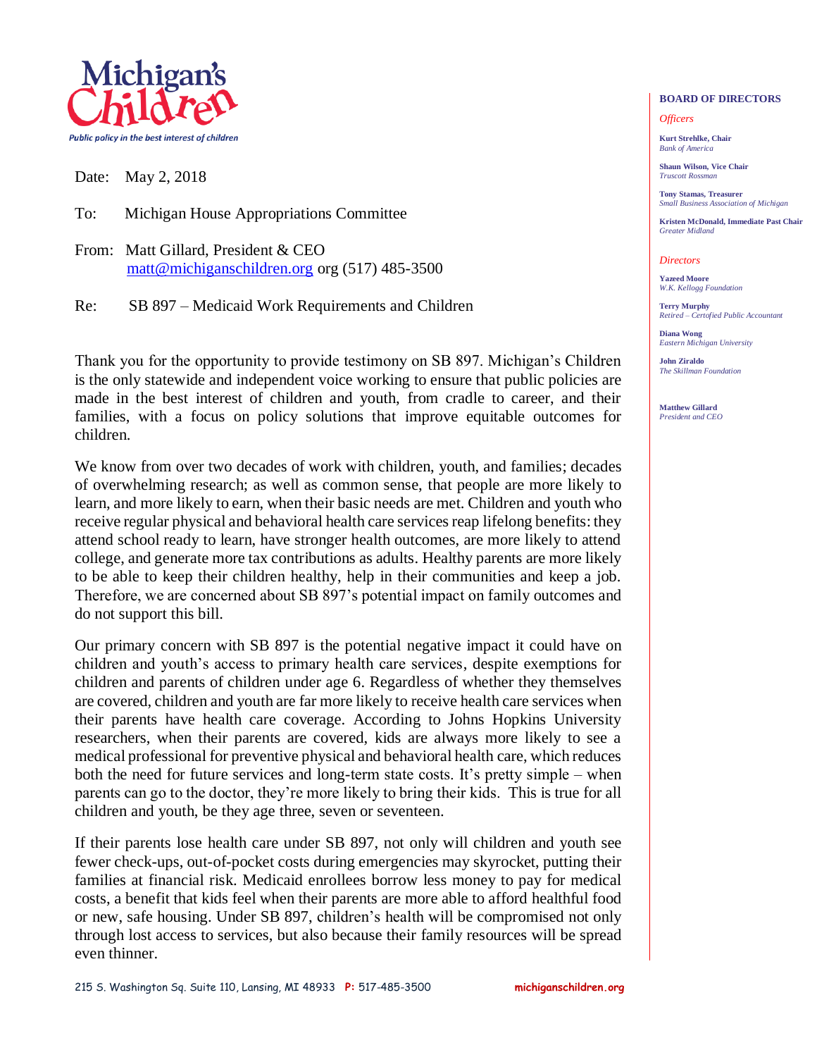**Michigan's Children**

*Public policy in the best interest of children*

Date: May 2, 2018

To: Michigan House Appropriations Committee

From: Matt Gillard, President & CEO
matt@michiganschildren.org org (517) 485-3500

Re: SB 897 – Medicaid Work Requirements and Children

Thank you for the opportunity to provide testimony on SB 897. Michigan's Children is the only statewide and independent voice working to ensure that public policies are made in the best interest of children and youth, from cradle to career, and their families, with a focus on policy solutions that improve equitable outcomes for children.

We know from over two decades of work with children, youth, and families; decades of overwhelming research; as well as common sense, that people are more likely to learn, and more likely to earn, when their basic needs are met. Children and youth who receive regular physical and behavioral health care services reap lifelong benefits: they attend school ready to learn, have stronger health outcomes, are more likely to attend college, and generate more tax contributions as adults. Healthy parents are more likely to be able to keep their children healthy, help in their communities and keep a job. Therefore, we are concerned about SB 897's potential impact on family outcomes and do not support this bill.

Our primary concern with SB 897 is the potential negative impact it could have on children and youth's access to primary health care services, despite exemptions for children and parents of children under age 6. Regardless of whether they themselves are covered, children and youth are far more likely to receive health care services when their parents have health care coverage. According to Johns Hopkins University researchers, when their parents are covered, kids are always more likely to see a medical professional for preventive physical and behavioral health care, which reduces both the need for future services and long-term state costs. It's pretty simple – when parents can go to the doctor, they're more likely to bring their kids. This is true for all children and youth, be they age three, seven or seventeen.

If their parents lose health care under SB 897, not only will children and youth see fewer check-ups, out-of-pocket costs during emergencies may skyrocket, putting their families at financial risk. Medicaid enrollees borrow less money to pay for medical costs, a benefit that kids feel when their parents are more able to afford healthful food or new, safe housing. Under SB 897, children's health will be compromised not only through lost access to services, but also because their family resources will be spread even thinner.

**BOARD OF DIRECTORS**

*Officers*

**Kurt Strehlke, Chair**
*Bank of America*

**Shaun Wilson, Vice Chair**
*Truscott Rossman*

**Tony Stamas, Treasurer**
*Small Business Association of Michigan*

**Kristen McDonald, Immediate Past Chair**
*Greater Midland*

*Directors*

**Yazeed Moore**
*W.K. Kellogg Foundation*

**Terry Murphy**
*Retired – Certofied Public Accountant*

**Diana Wong**
*Eastern Michigan University*

**John Ziraldo**
*The Skillman Foundation*

**Matthew Gillard**
*President and CEO*

215 S. Washington Sq. Suite 110, Lansing, MI 48933 P: 517-485-3500 michiganschildren.org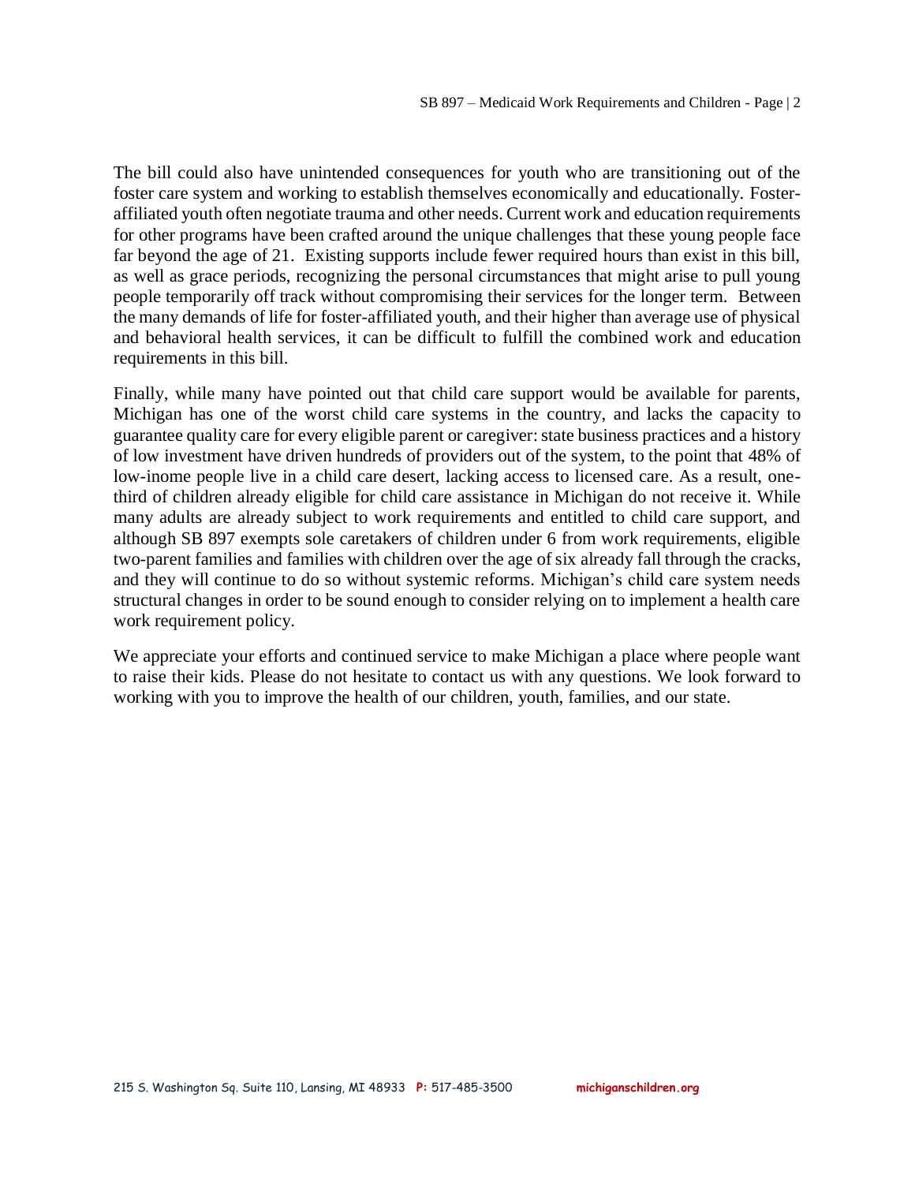The bill could also have unintended consequences for youth who are transitioning out of the foster care system and working to establish themselves economically and educationally. Foster-affiliated youth often negotiate trauma and other needs. Current work and education requirements for other programs have been crafted around the unique challenges that these young people face far beyond the age of 21. Existing supports include fewer required hours than exist in this bill, as well as grace periods, recognizing the personal circumstances that might arise to pull young people temporarily off track without compromising their services for the longer term. Between the many demands of life for foster-affiliated youth, and their higher than average use of physical and behavioral health services, it can be difficult to fulfill the combined work and education requirements in this bill.

Finally, while many have pointed out that child care support would be available for parents, Michigan has one of the worst child care systems in the country, and lacks the capacity to guarantee quality care for every eligible parent or caregiver: state business practices and a history of low investment have driven hundreds of providers out of the system, to the point that 48% of low-inome people live in a child care desert, lacking access to licensed care. As a result, one-third of children already eligible for child care assistance in Michigan do not receive it. While many adults are already subject to work requirements and entitled to child care support, and although SB 897 exempts sole caretakers of children under 6 from work requirements, eligible two-parent families and families with children over the age of six already fall through the cracks, and they will continue to do so without systemic reforms. Michigan's child care system needs structural changes in order to be sound enough to consider relying on to implement a health care work requirement policy.

We appreciate your efforts and continued service to make Michigan a place where people want to raise their kids. Please do not hesitate to contact us with any questions. We look forward to working with you to improve the health of our children, youth, families, and our state.